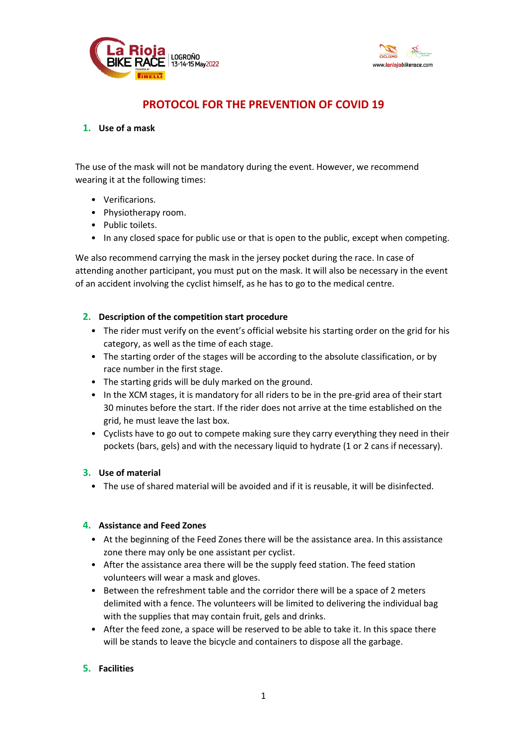# PROTOCOL FOR THE PREVENTION OF COVID 19

## 1. Use of a mask

The use of the mask will not be mandatory during the event. However, we recommend wearing it at the following times:

- Verificarions.
- Physiotherapy room.
- Public toilets.
- In any closed space for public use or that is open to the public, except when competing.

We also recommend carrying the mask in the jersey pocket during the race. In case of attending another participant, you must put on the mask. It will also be necessary in the event of an accident involving the cyclist himself, as he has to go to the medical centre.

## 2. Description of the competition start procedure

- The rider must verify on the event's official website his starting order on the grid for his category, as well as the time of each stage.
- The starting order of the stages will be according to the absolute classification, or by race number in the first stage.
- The starting grids will be duly marked on the ground.
- In the XCM stages, it is mandatory for all riders to be in the pre-grid area of their start 30 minutes before the start. If the rider does not arrive at the time established on the grid, he must leave the last box.
- Cyclists have to go out to compete making sure they carry everything they need in their pockets (bars, gels) and with the necessary liquid to hydrate (1 or 2 cans if necessary).

## 3. Use of material

- The use of shared material will be avoided and if it is reusable, it will be disinfected.

## 4. Assistance and Feed Zones

- At the beginning of the Feed Zones there will be the assistance area. In this assistance zone there may only be one assistant per cyclist.
- After the assistance area there will be the supply feed station. The feed station volunteers will wear a mask and gloves.
- Between the refreshment table and the corridor there will be a space of 2 meters delimited with a fence. The volunteers will be limited to delivering the individual bag with the supplies that may contain fruit, gels and drinks.
- After the feed zone, a space will be reserved to be able to take it. In this space there will be stands to leave the bicycle and containers to dispose all the garbage.

## 5. Facilities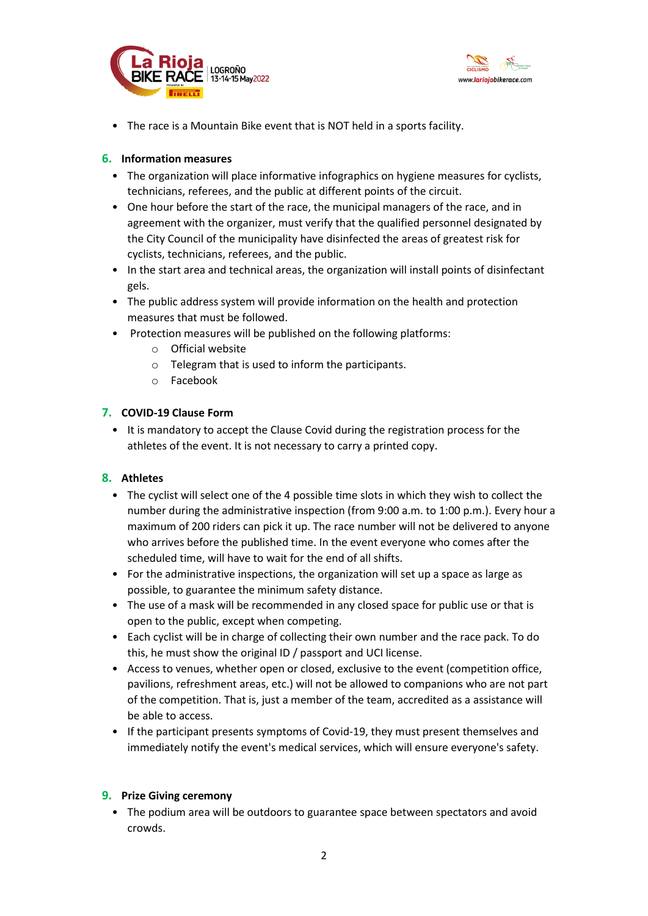- The race is a Mountain Bike event that is NOT held in a sports facility.

## 6. Information measures

- The organization will place informative infographics on hygiene measures for cyclists, technicians, referees, and the public at different points of the circuit.
- One hour before the start of the race, the municipal managers of the race, and in agreement with the organizer, must verify that the qualified personnel designated by the City Council of the municipality have disinfected the areas of greatest risk for cyclists, technicians, referees, and the public.
- In the start area and technical areas, the organization will install points of disinfectant gels.
- The public address system will provide information on the health and protection measures that must be followed.
- Protection measures will be published on the following platforms:
  - Official website
  - Telegram that is used to inform the participants.
  - Facebook

## 7. COVID-19 Clause Form

- It is mandatory to accept the Clause Covid during the registration process for the athletes of the event. It is not necessary to carry a printed copy.

## 8. Athletes

- The cyclist will select one of the 4 possible time slots in which they wish to collect the number during the administrative inspection (from 9:00 a.m. to 1:00 p.m.). Every hour a maximum of 200 riders can pick it up. The race number will not be delivered to anyone who arrives before the published time. In the event everyone who comes after the scheduled time, will have to wait for the end of all shifts.
- For the administrative inspections, the organization will set up a space as large as possible, to guarantee the minimum safety distance.
- The use of a mask will be recommended in any closed space for public use or that is open to the public, except when competing.
- Each cyclist will be in charge of collecting their own number and the race pack. To do this, he must show the original ID / passport and UCI license.
- Access to venues, whether open or closed, exclusive to the event (competition office, pavilions, refreshment areas, etc.) will not be allowed to companions who are not part of the competition. That is, just a member of the team, accredited as a assistance will be able to access.
- If the participant presents symptoms of Covid-19, they must present themselves and immediately notify the event's medical services, which will ensure everyone's safety.

## 9. Prize Giving ceremony

- The podium area will be outdoors to guarantee space between spectators and avoid crowds.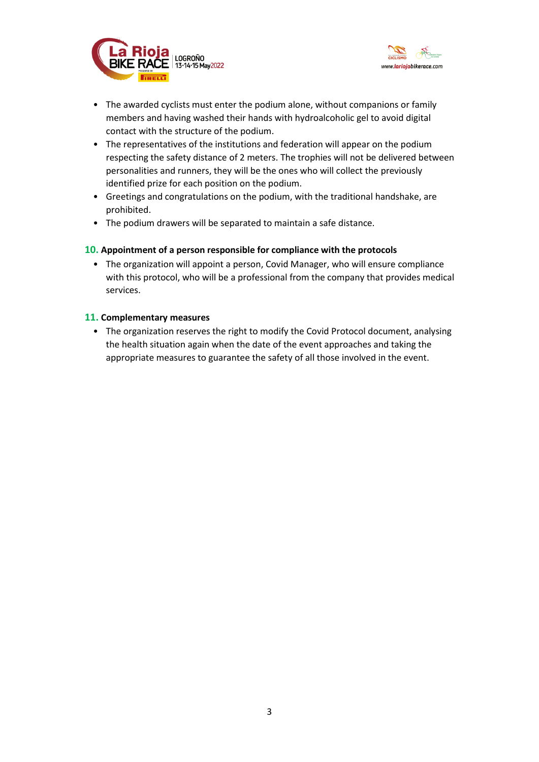- The awarded cyclists must enter the podium alone, without companions or family members and having washed their hands with hydroalcoholic gel to avoid digital contact with the structure of the podium.
- The representatives of the institutions and federation will appear on the podium respecting the safety distance of 2 meters. The trophies will not be delivered between personalities and runners, they will be the ones who will collect the previously identified prize for each position on the podium.
- Greetings and congratulations on the podium, with the traditional handshake, are prohibited.
- The podium drawers will be separated to maintain a safe distance.

### 10. Appointment of a person responsible for compliance with the protocols

- The organization will appoint a person, Covid Manager, who will ensure compliance with this protocol, who will be a professional from the company that provides medical services.

### 11. Complementary measures

- The organization reserves the right to modify the Covid Protocol document, analysing the health situation again when the date of the event approaches and taking the appropriate measures to guarantee the safety of all those involved in the event.